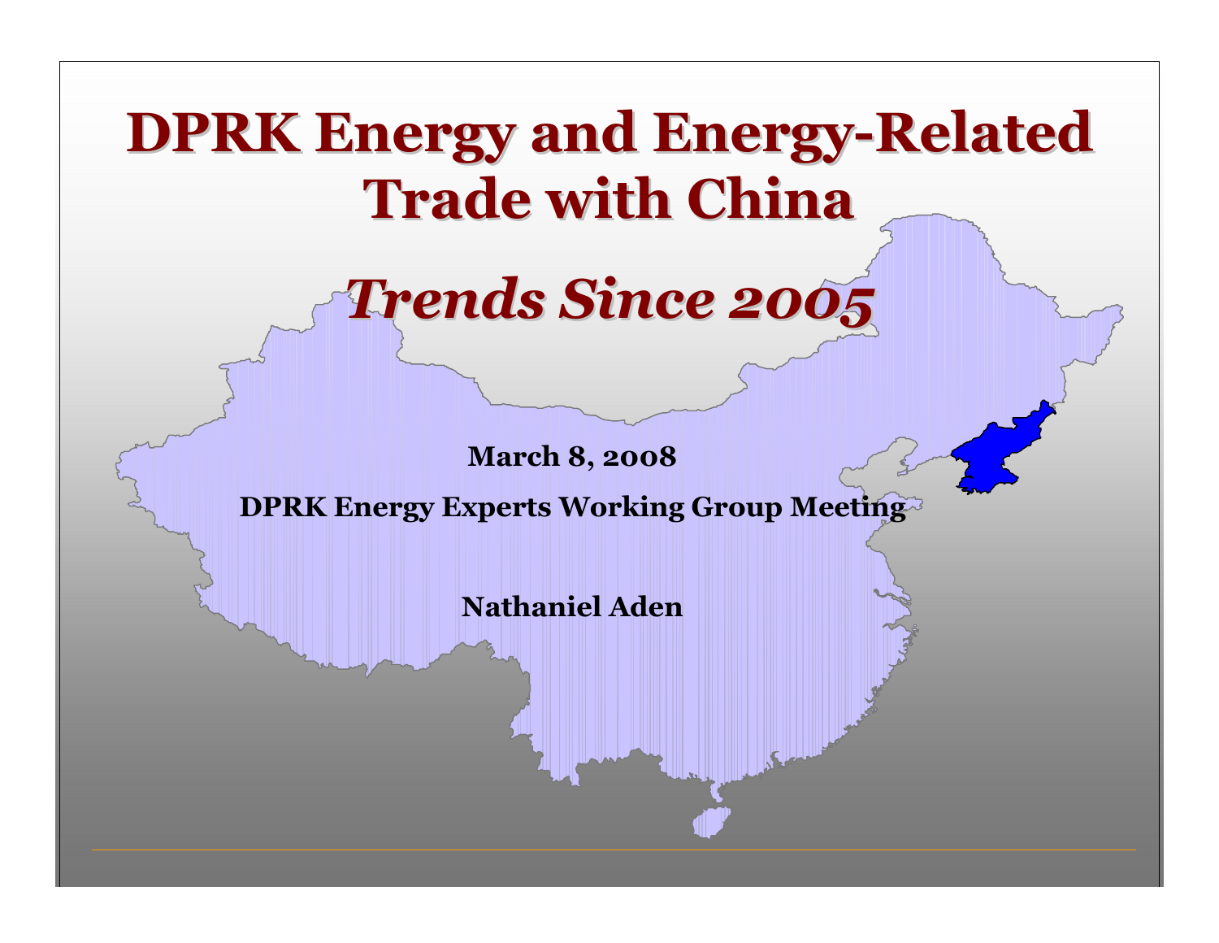# DPRK Energy and Energy-Related Trade with China

## *Trends Since 2005*

**March 8, 2008**

**DPRK Energy Experts Working Group Meeting**

**Nathaniel Aden**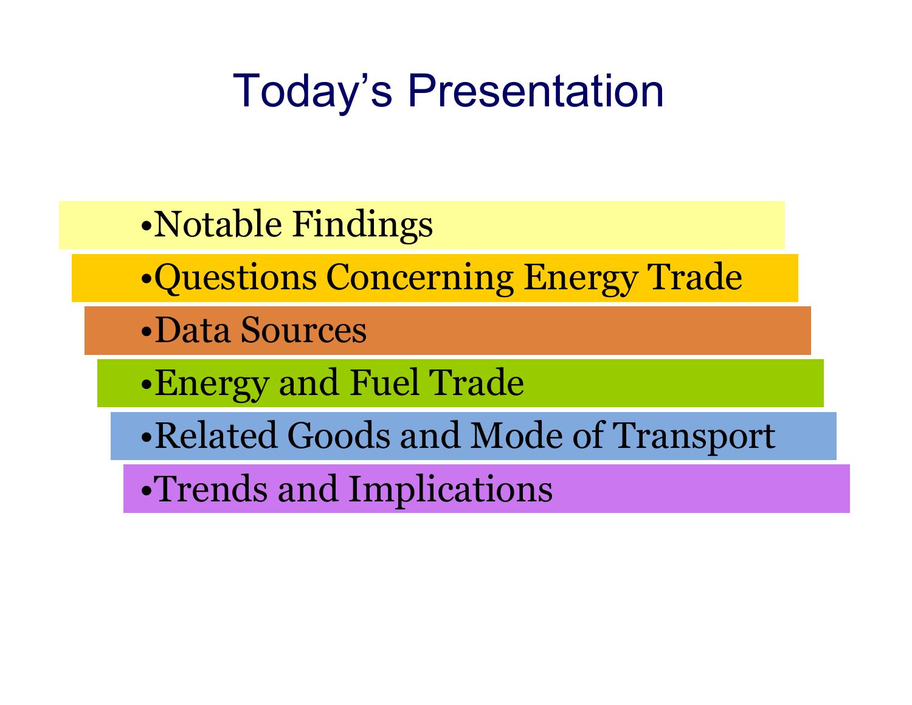# Today's Presentation

- Notable Findings
- Questions Concerning Energy Trade
- Data Sources
- Energy and Fuel Trade
- Related Goods and Mode of Transport
- Trends and Implications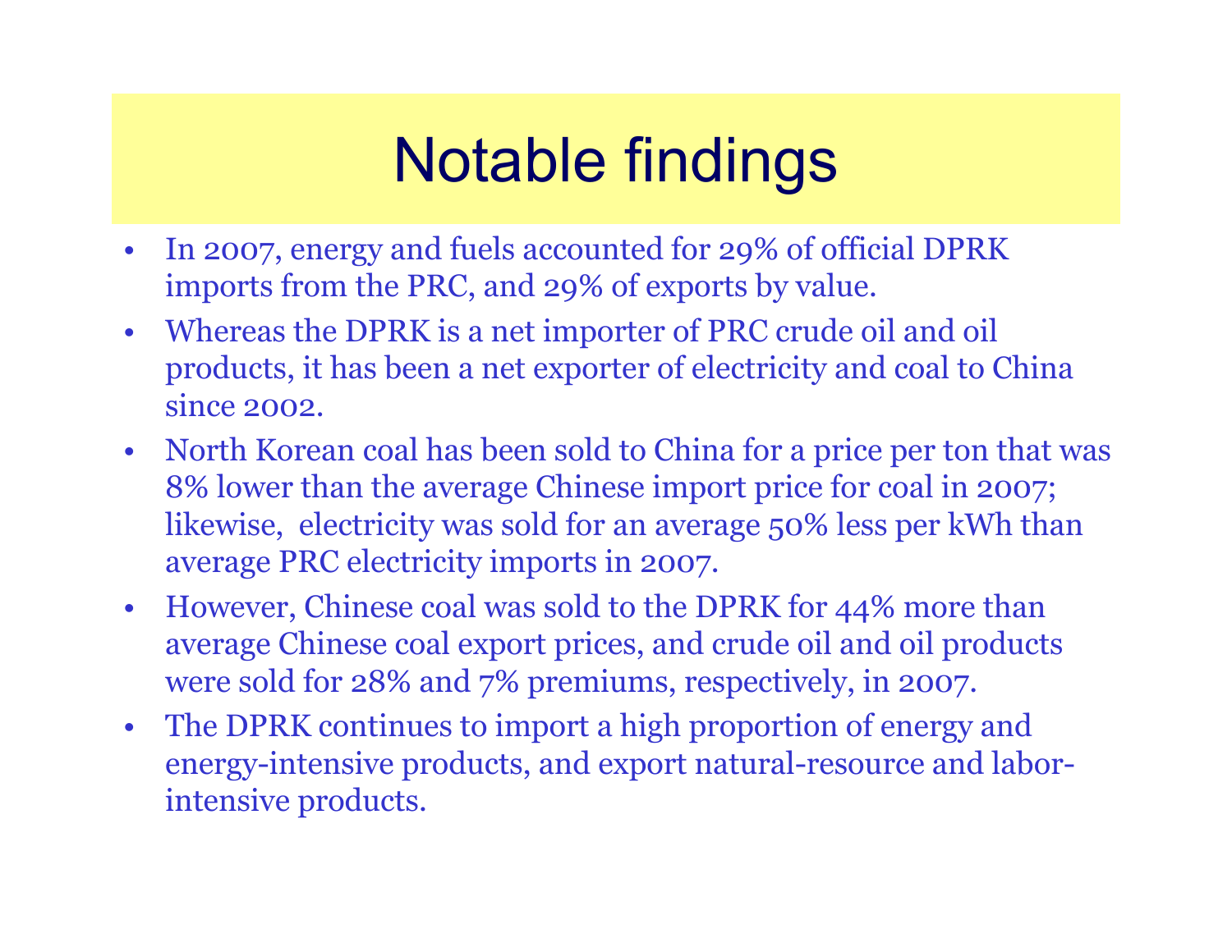# Notable findings

- In 2007, energy and fuels accounted for 29% of official DPRK imports from the PRC, and 29% of exports by value.
- Whereas the DPRK is a net importer of PRC crude oil and oil products, it has been a net exporter of electricity and coal to China since 2002.
- North Korean coal has been sold to China for a price per ton that was 8% lower than the average Chinese import price for coal in 2007; likewise, electricity was sold for an average 50% less per kWh than average PRC electricity imports in 2007.
- However, Chinese coal was sold to the DPRK for 44% more than average Chinese coal export prices, and crude oil and oil products were sold for 28% and 7% premiums, respectively, in 2007.
- The DPRK continues to import a high proportion of energy and energy-intensive products, and export natural-resource and labor-intensive products.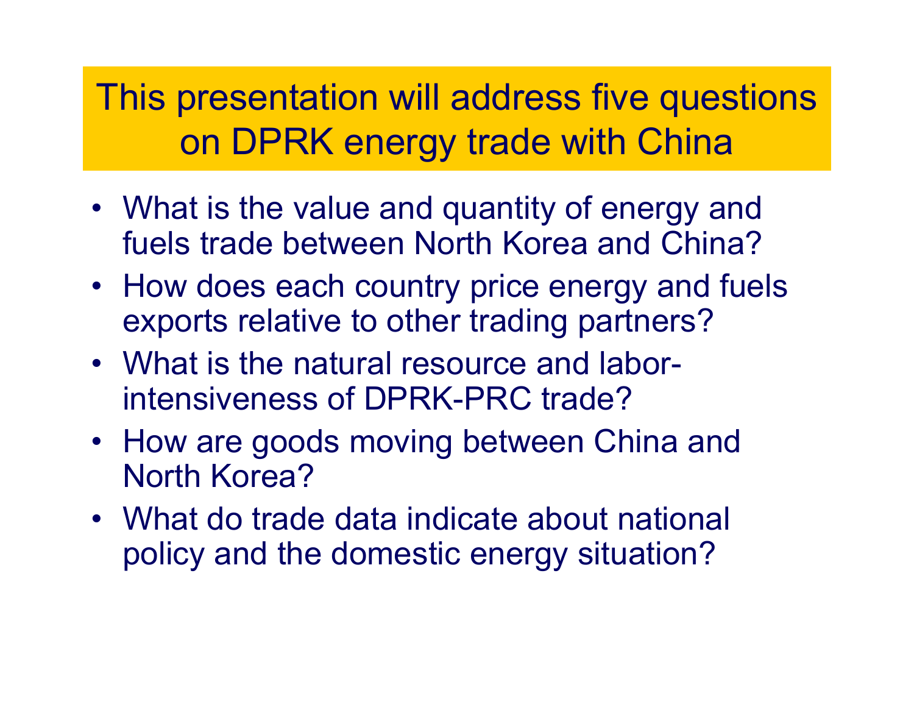# This presentation will address five questions on DPRK energy trade with China

- What is the value and quantity of energy and fuels trade between North Korea and China?
- How does each country price energy and fuels exports relative to other trading partners?
- What is the natural resource and labor-intensiveness of DPRK-PRC trade?
- How are goods moving between China and North Korea?
- What do trade data indicate about national policy and the domestic energy situation?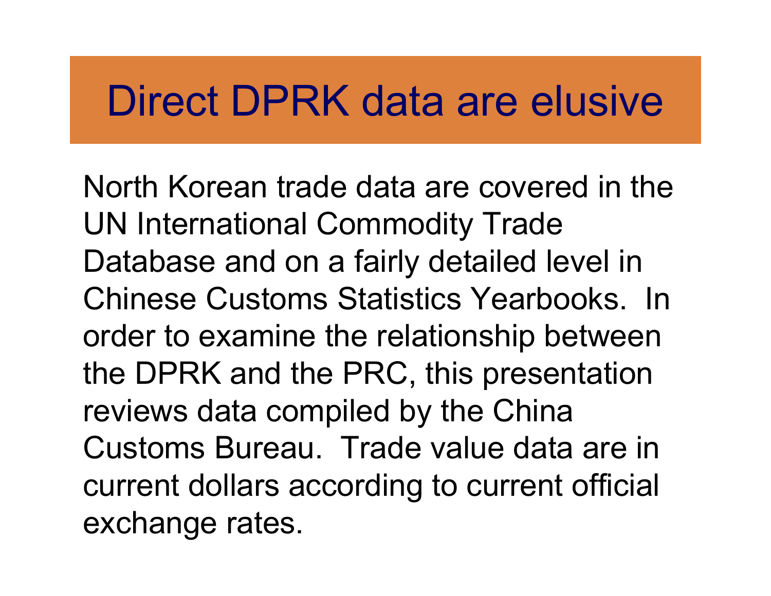# Direct DPRK data are elusive

North Korean trade data are covered in the UN International Commodity Trade Database and on a fairly detailed level in Chinese Customs Statistics Yearbooks.  In order to examine the relationship between the DPRK and the PRC, this presentation reviews data compiled by the China Customs Bureau.  Trade value data are in current dollars according to current official exchange rates.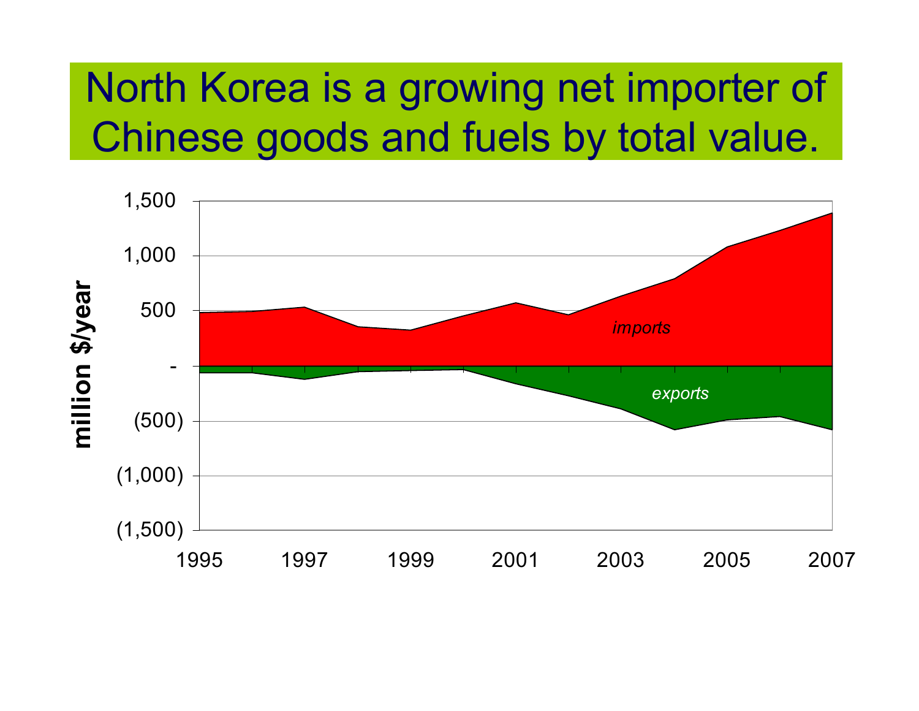# North Korea is a growing net importer of Chinese goods and fuels by total value.

million $/year

1,500
1,000
500
-
(500)
(1,000)
(1,500)

1995 1997 1999 2001 2003 2005 2007

*imports*

*exports*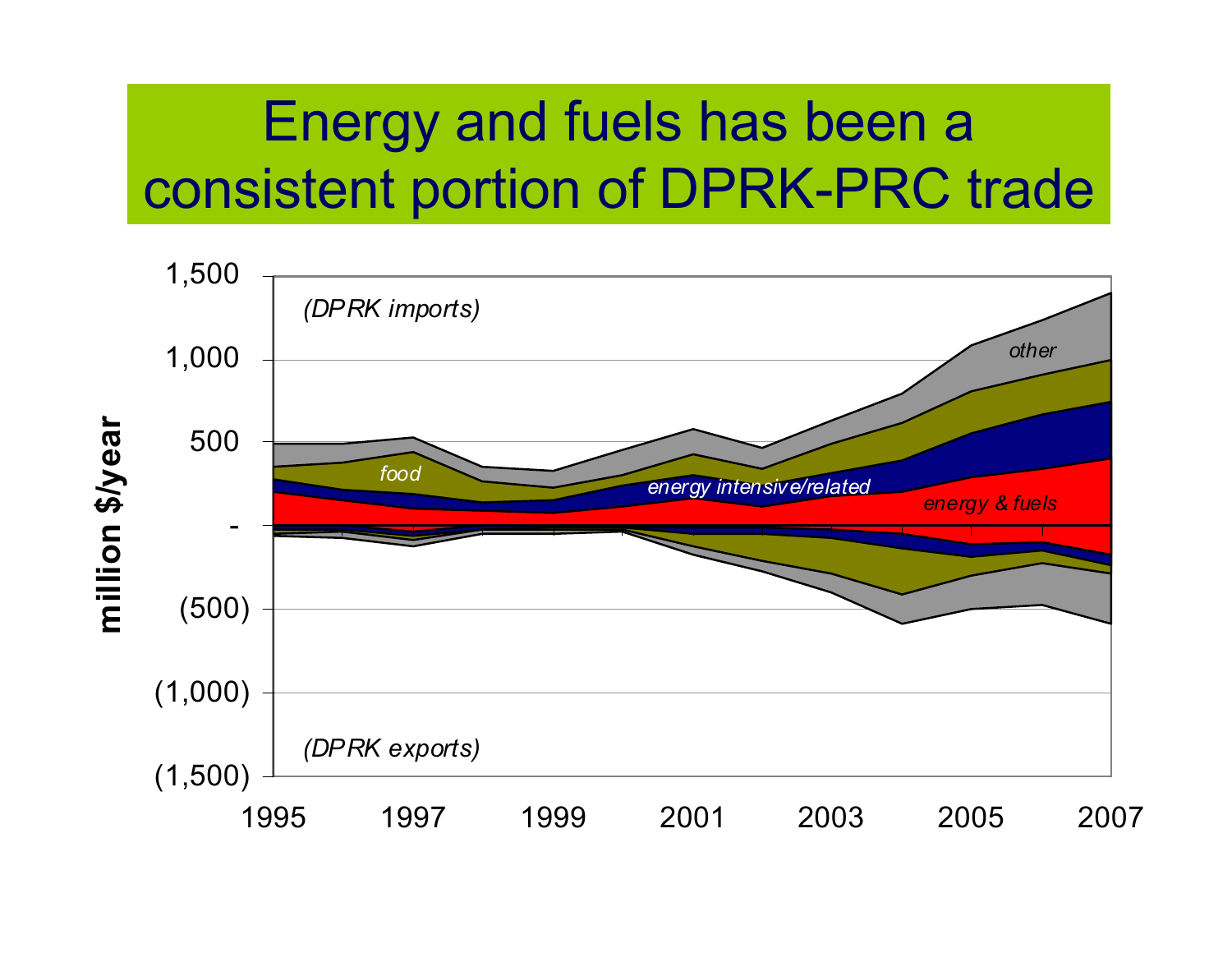# Energy and fuels has been a consistent portion of DPRK-PRC trade

(DPRK imports)

(DPRK exports)

million $/year

1,500
1,000
500
-
(500)
(1,000)
(1,500)

1995 1997 1999 2001 2003 2005 2007

*food*

*energy intensive/related*

*energy & fuels*

*other*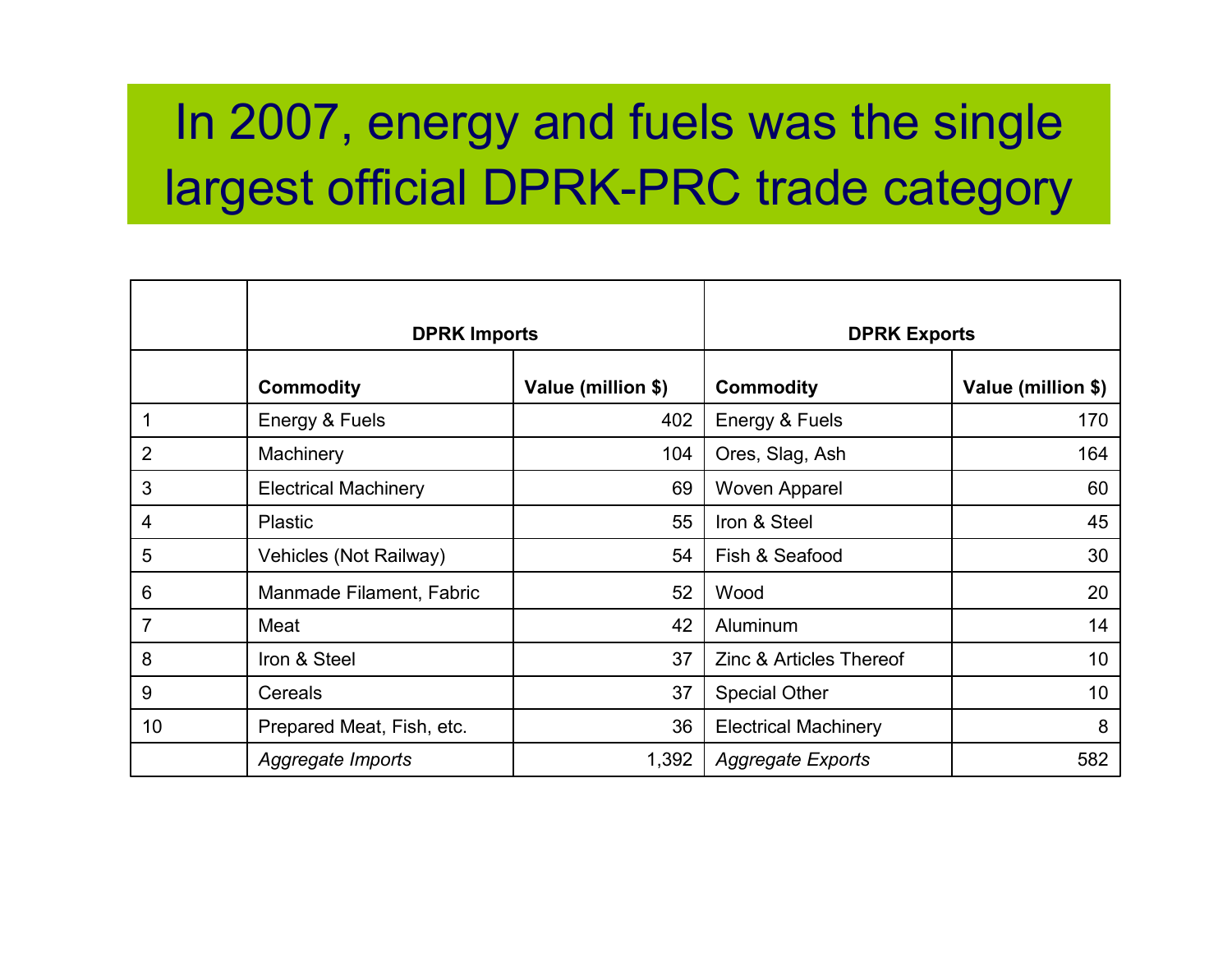# In 2007, energy and fuels was the single largest official DPRK-PRC trade category

| | **DPRK Imports** | | **DPRK Exports** | |
|---|---|---|---|---|
| | **Commodity** | **Value (million $)** | **Commodity** | **Value (million $)** |
| 1 | Energy & Fuels | 402 | Energy & Fuels | 170 |
| 2 | Machinery | 104 | Ores, Slag, Ash | 164 |
| 3 | Electrical Machinery | 69 | Woven Apparel | 60 |
| 4 | Plastic | 55 | Iron & Steel | 45 |
| 5 | Vehicles (Not Railway) | 54 | Fish & Seafood | 30 |
| 6 | Manmade Filament, Fabric | 52 | Wood | 20 |
| 7 | Meat | 42 | Aluminum | 14 |
| 8 | Iron & Steel | 37 | Zinc & Articles Thereof | 10 |
| 9 | Cereals | 37 | Special Other | 10 |
| 10 | Prepared Meat, Fish, etc. | 36 | Electrical Machinery | 8 |
| | *Aggregate Imports* | 1,392 | *Aggregate Exports* | 582 |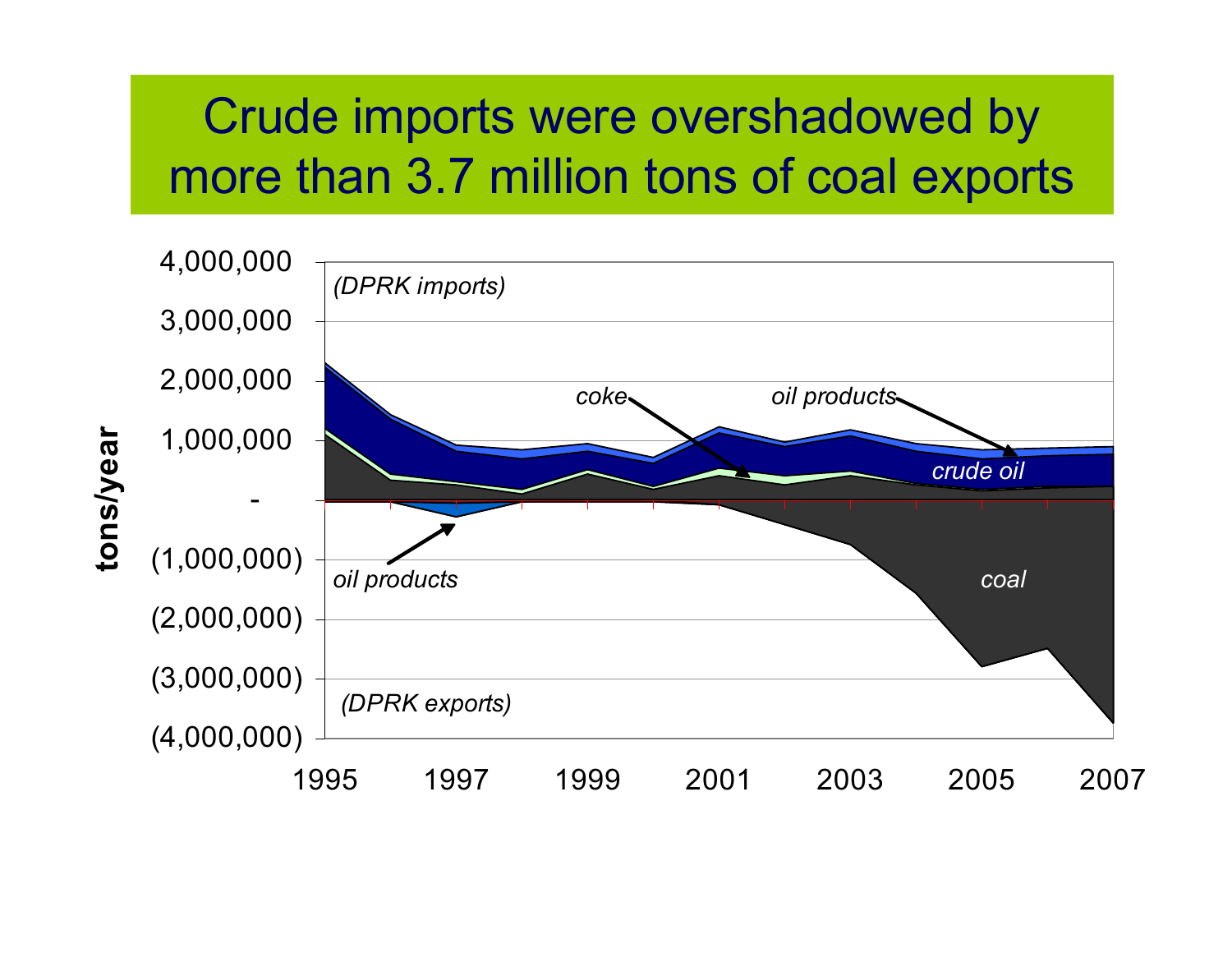# Crude imports were overshadowed by more than 3.7 million tons of coal exports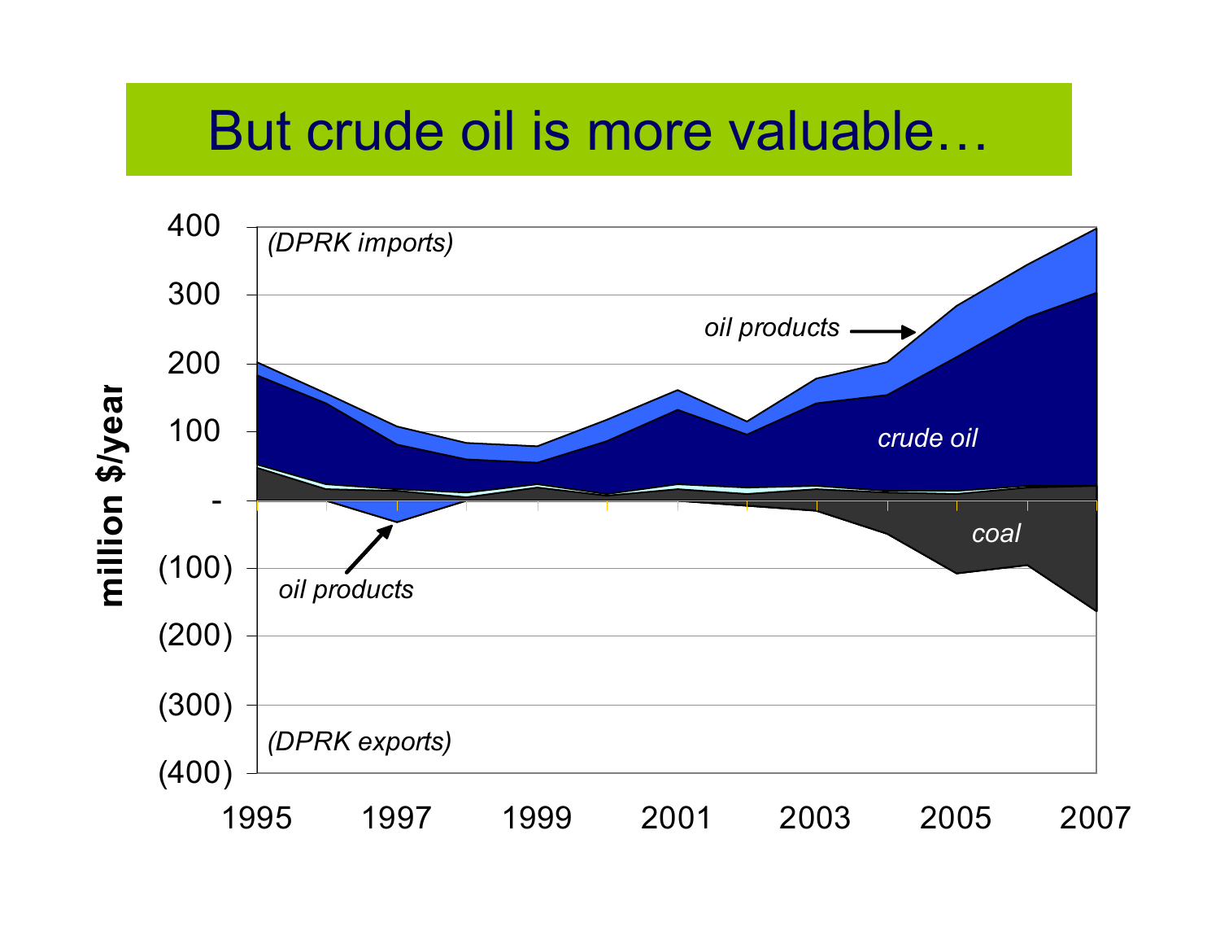# But crude oil is more valuable…

(DPRK imports)

oil products

crude oil

coal

oil products

(DPRK exports)

million $/year

400, 300, 200, 100, -, (100), (200), (300), (400)

1995, 1997, 1999, 2001, 2003, 2005, 2007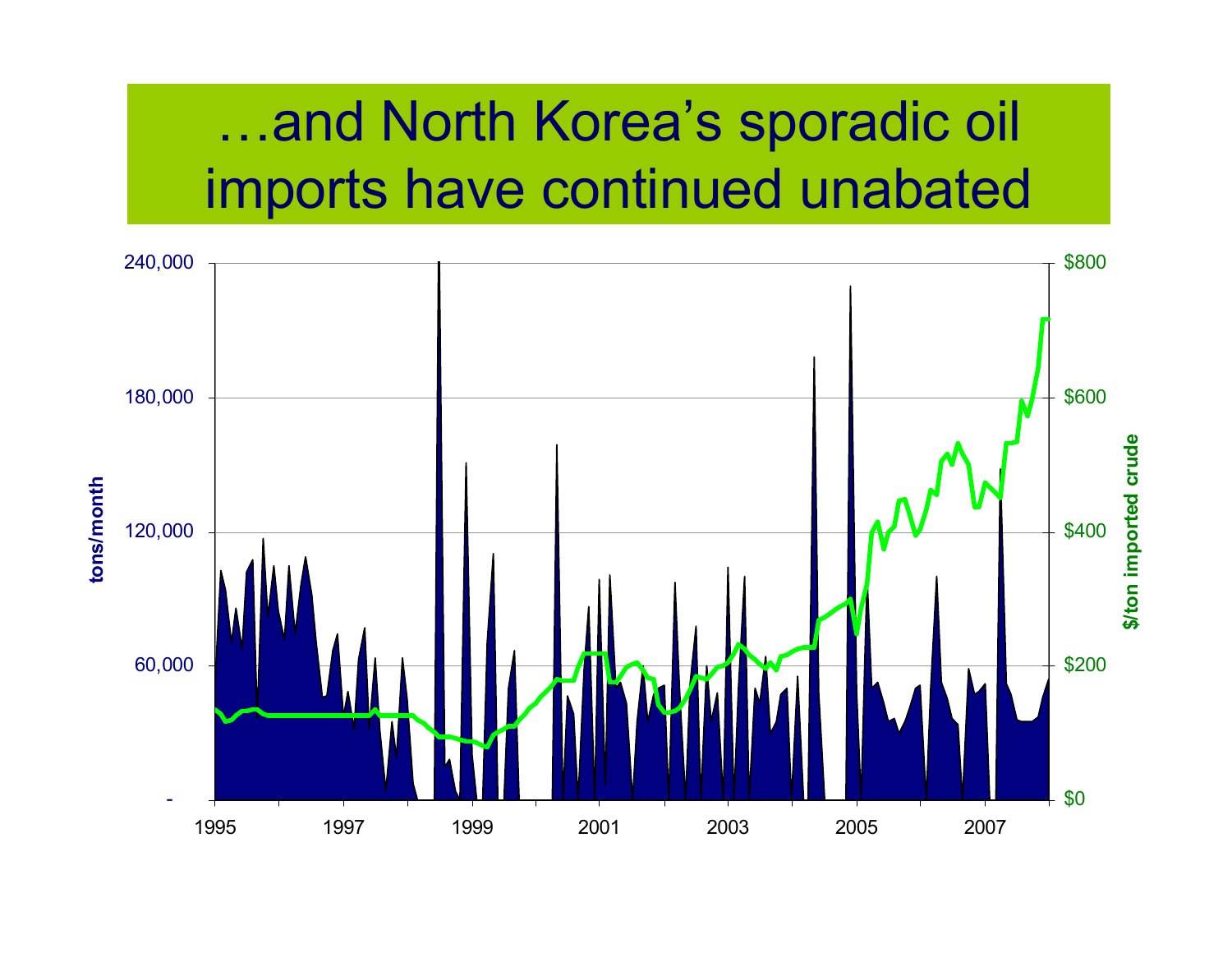# …and North Korea's sporadic oil imports have continued unabated

tons/month

240,000
180,000
120,000
60,000
-

$/ton imported crude

$800
$600
$400
$200
$0

1995 1997 1999 2001 2003 2005 2007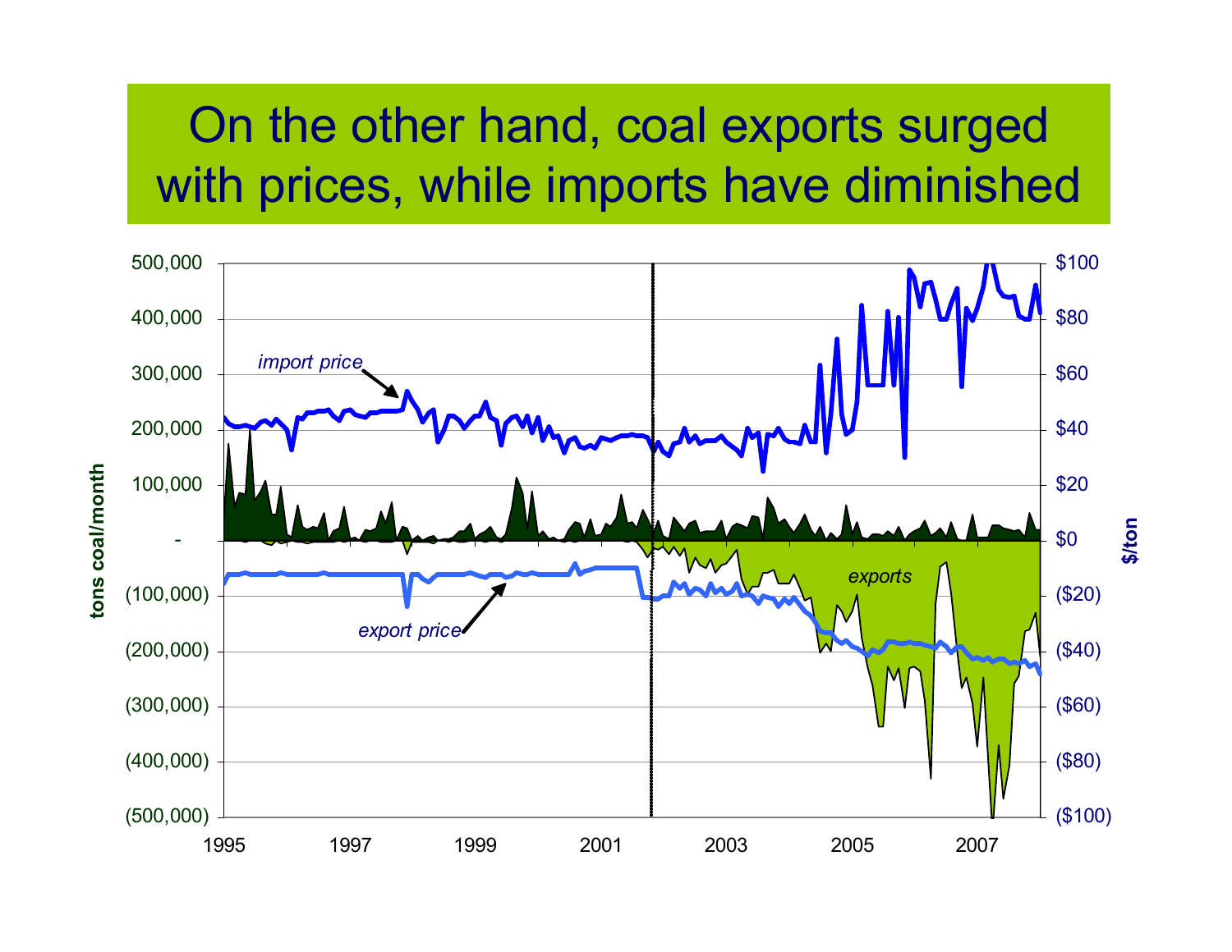# On the other hand, coal exports surged with prices, while imports have diminished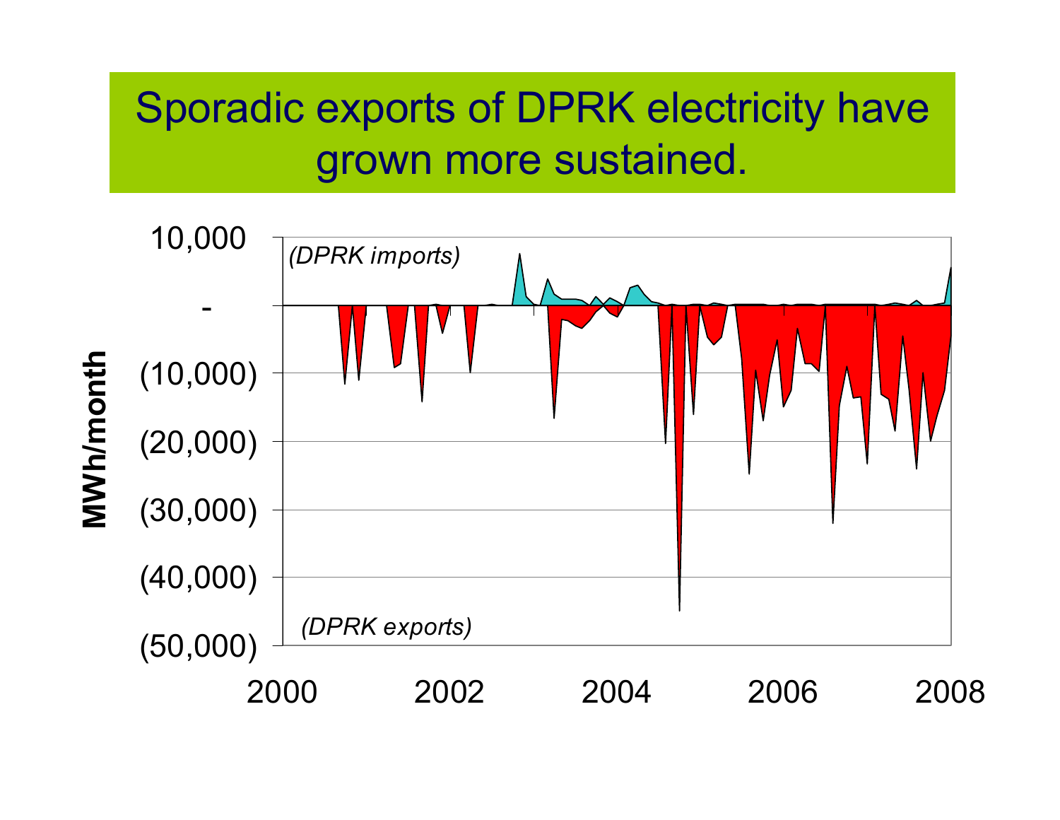# Sporadic exports of DPRK electricity have grown more sustained.

(DPRK imports)

(DPRK exports)

MWh/month

10,000
-
(10,000)
(20,000)
(30,000)
(40,000)
(50,000)

2000 2002 2004 2006 2008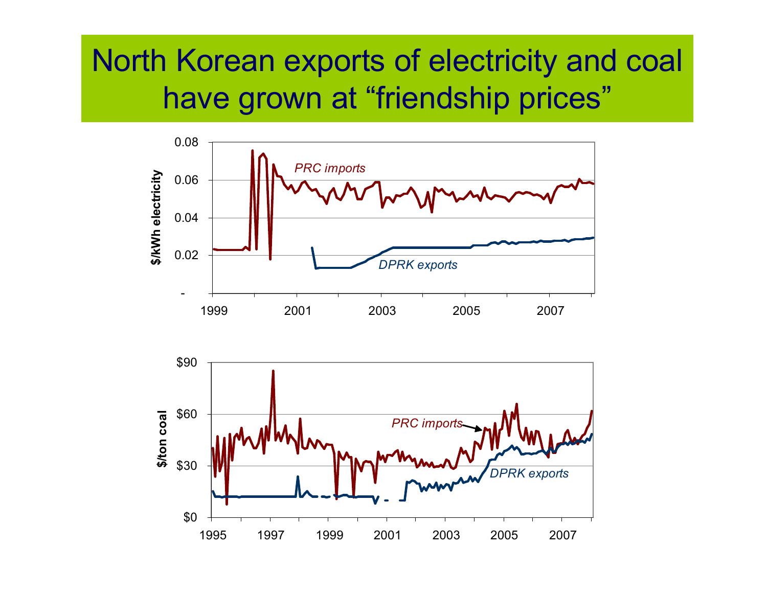# North Korean exports of electricity and coal have grown at "friendship prices"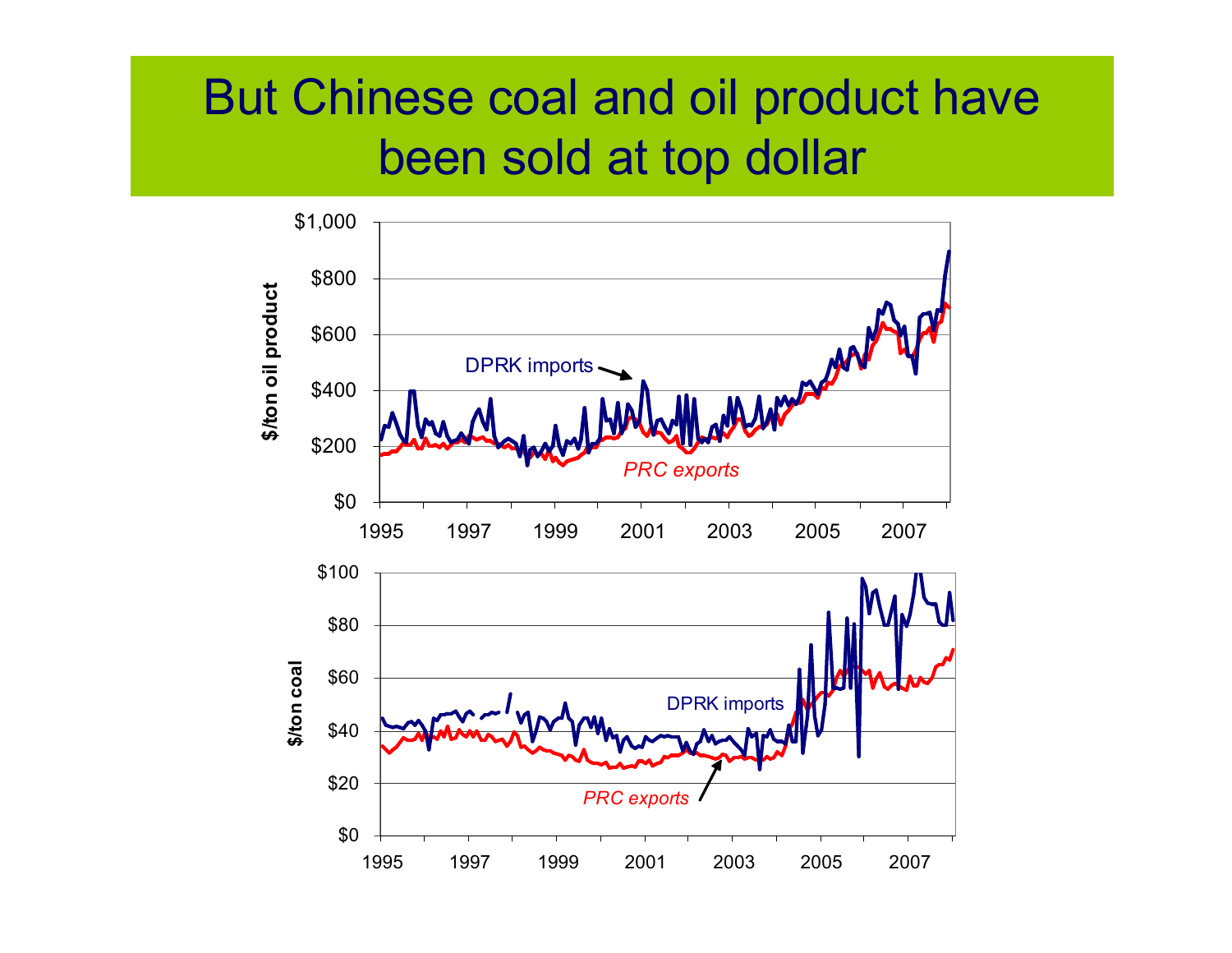# But Chinese coal and oil product have been sold at top dollar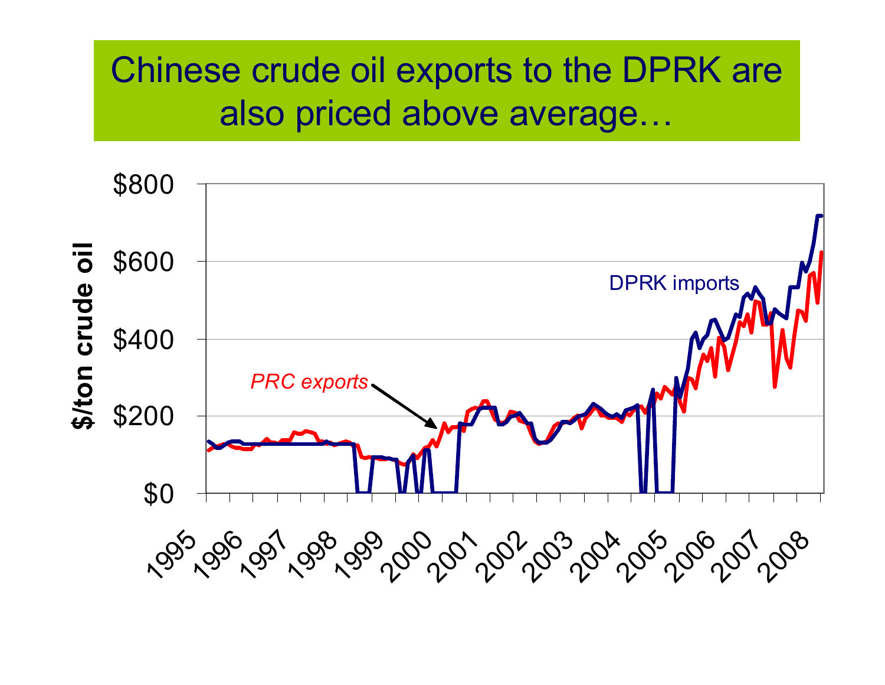# Chinese crude oil exports to the DPRK are also priced above average…

$/ton crude oil

$800
$600
$400
$200
$0

1995 1996 1997 1998 1999 2000 2001 2002 2003 2004 2005 2006 2007 2008

*PRC exports*

DPRK imports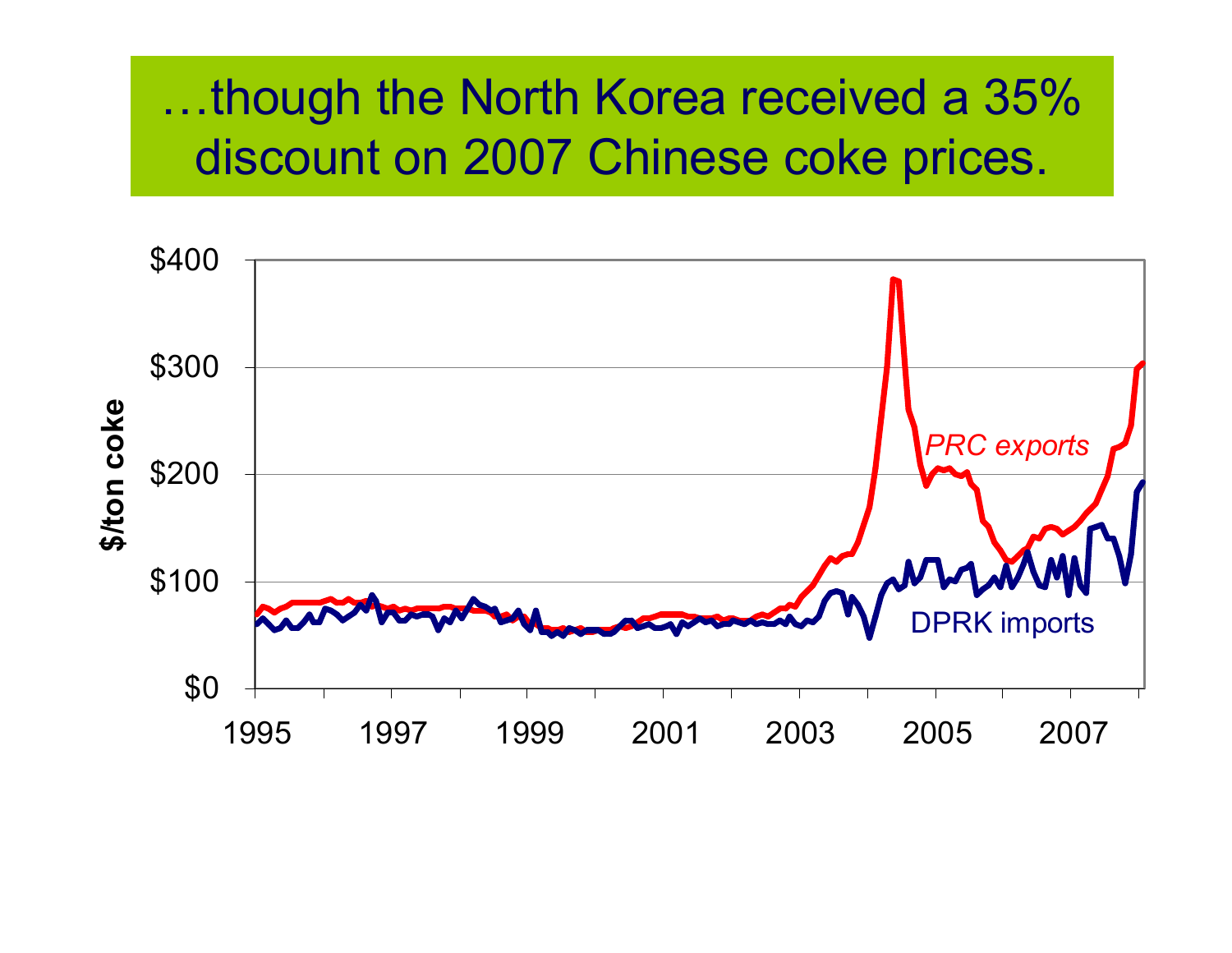# …though the North Korea received a 35% discount on 2007 Chinese coke prices.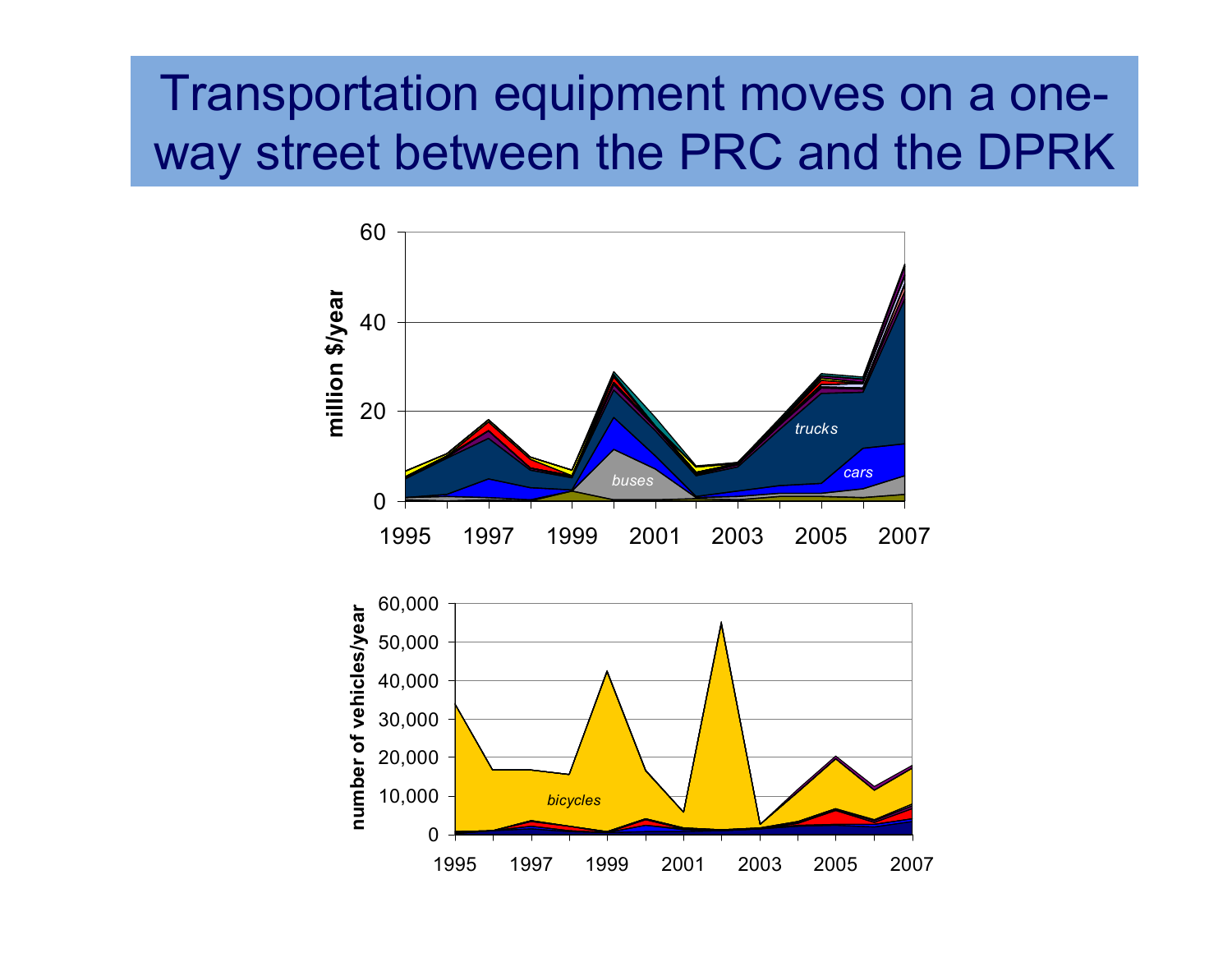# Transportation equipment moves on a one-way street between the PRC and the DPRK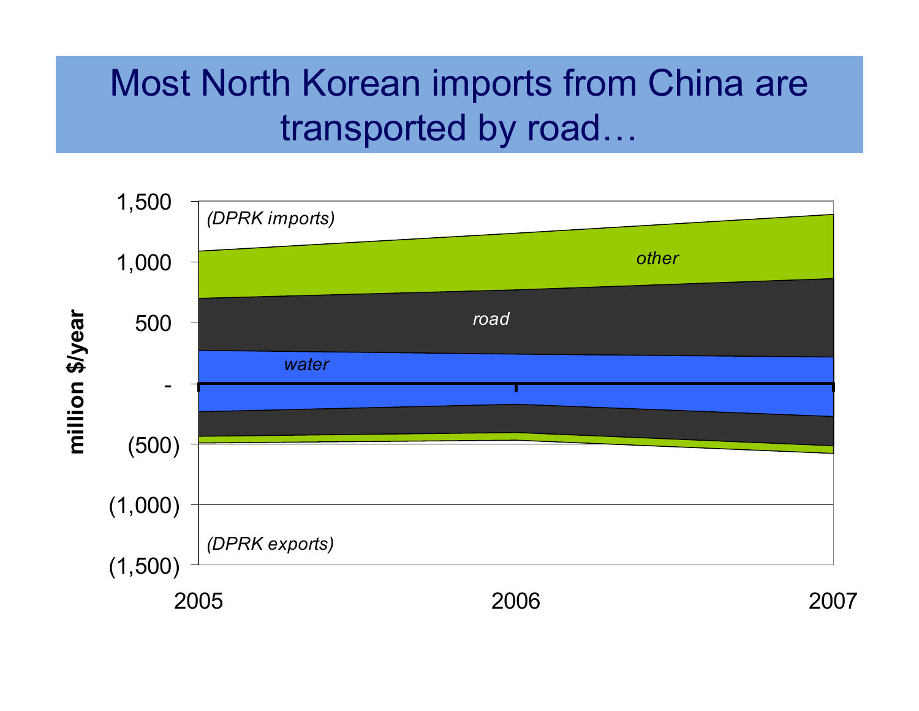# Most North Korean imports from China are transported by road…

(DPRK imports)

(DPRK exports)

million $/year

1,500
1,000
500
-
(500)
(1,000)
(1,500)

other

road

water

2005 2006 2007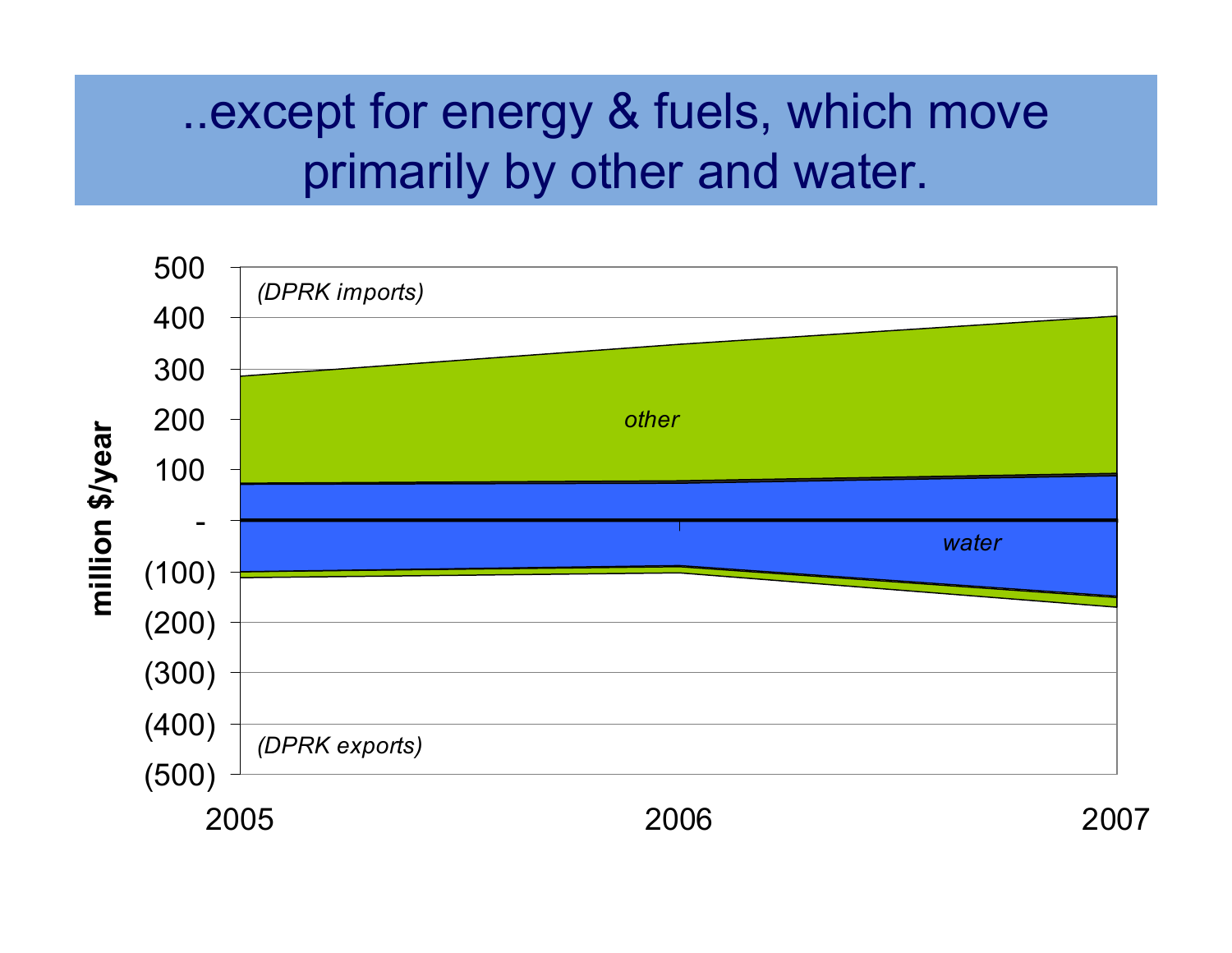# ..except for energy & fuels, which move primarily by other and water.

*(DPRK imports)*

*other*

*water*

*(DPRK exports)*

million $/year

500, 400, 300, 200, 100, -, (100), (200), (300), (400), (500)

2005, 2006, 2007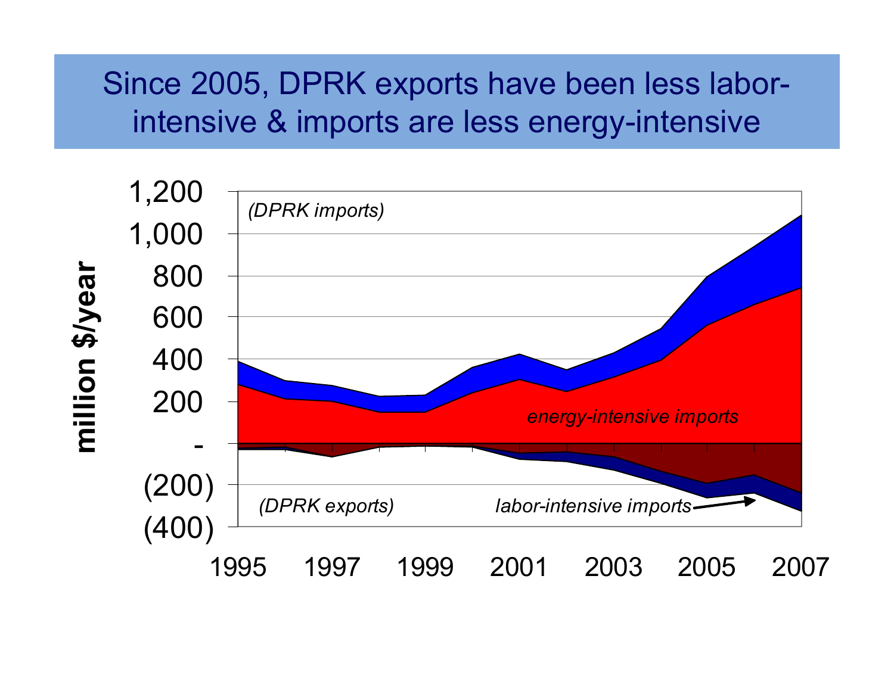# Since 2005, DPRK exports have been less labor-intensive & imports are less energy-intensive

million $/year

1,200
1,000
800
600
400
200
-
(200)
(400)

*(DPRK imports)*

*energy-intensive imports*

*(DPRK exports)*

*labor-intensive imports*

1995 1997 1999 2001 2003 2005 2007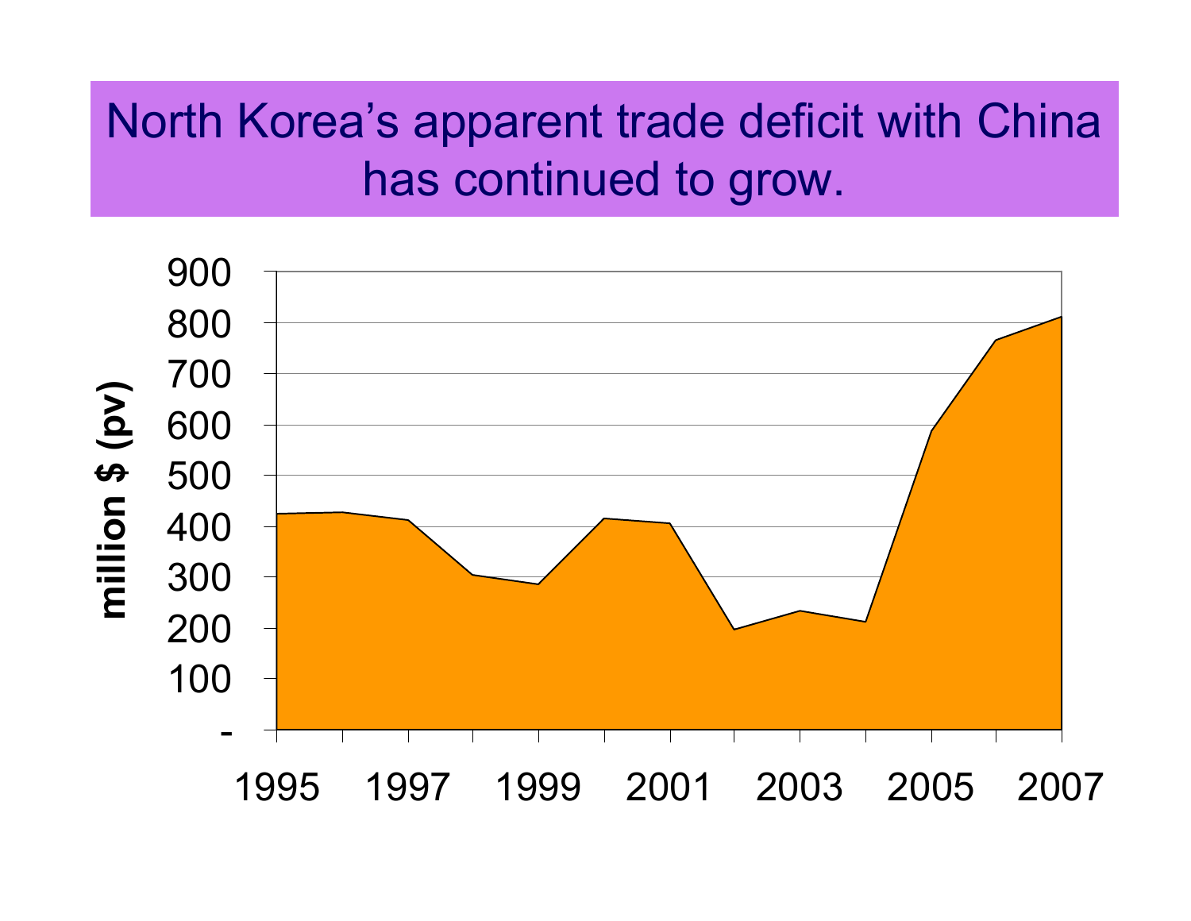# North Korea's apparent trade deficit with China has continued to grow.

million $ (pv)

900
800
700
600
500
400
300
200
100
-

1995 1997 1999 2001 2003 2005 2007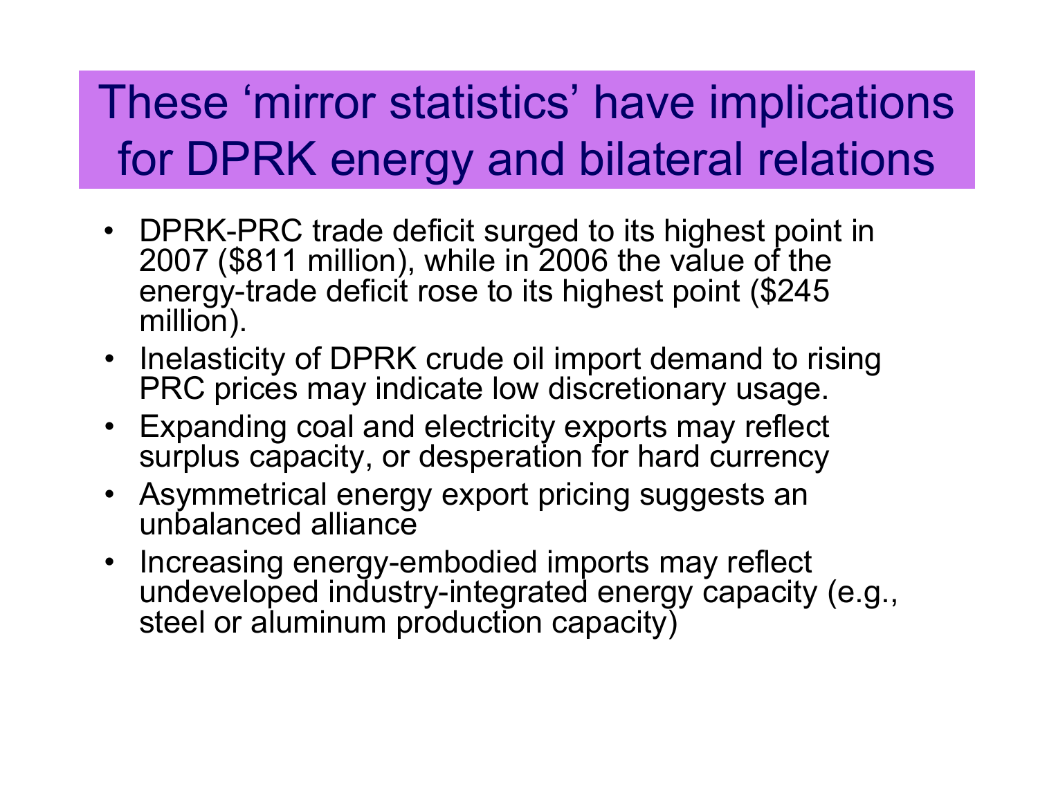# These ‘mirror statistics’ have implications for DPRK energy and bilateral relations

- DPRK-PRC trade deficit surged to its highest point in 2007 ($811 million), while in 2006 the value of the energy-trade deficit rose to its highest point ($245 million).
- Inelasticity of DPRK crude oil import demand to rising PRC prices may indicate low discretionary usage.
- Expanding coal and electricity exports may reflect surplus capacity, or desperation for hard currency
- Asymmetrical energy export pricing suggests an unbalanced alliance
- Increasing energy-embodied imports may reflect undeveloped industry-integrated energy capacity (e.g., steel or aluminum production capacity)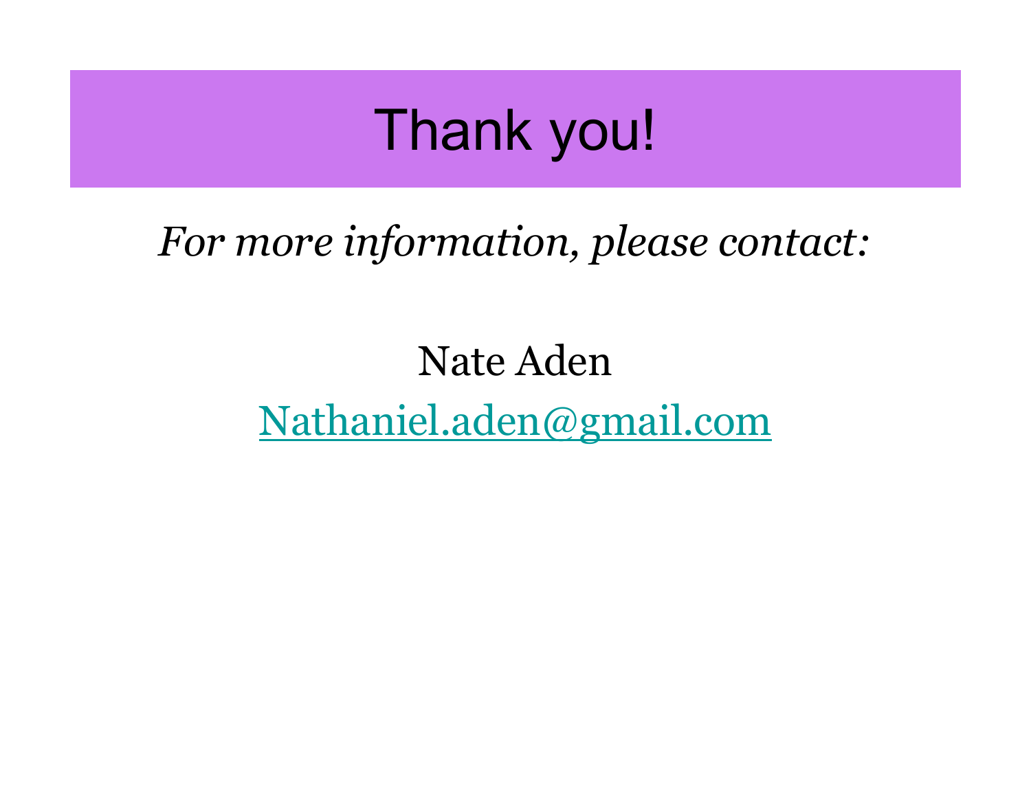# Thank you!

*For more information, please contact:*

Nate Aden

Nathaniel.aden@gmail.com